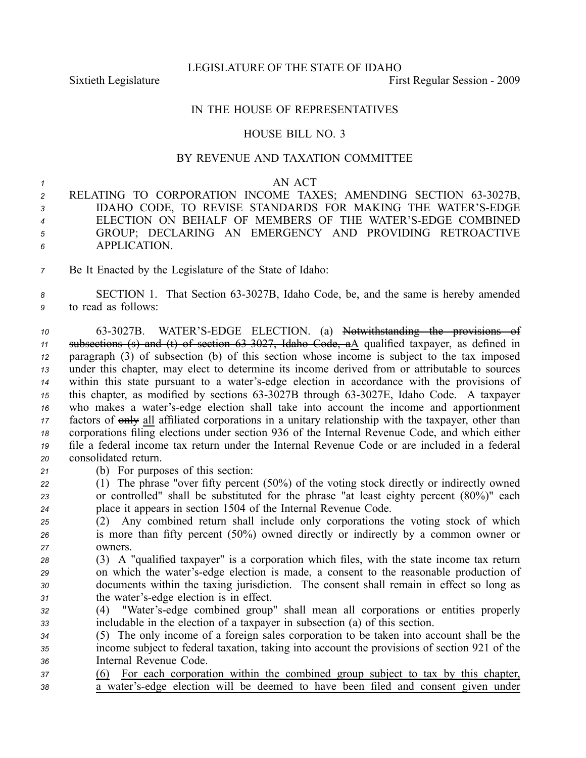LEGISLATURE OF THE STATE OF IDAHO

Sixtieth Legislature First Regular Session - 2009

IN THE HOUSE OF REPRESENTATIVES

HOUSE BILL NO. 3

BY REVENUE AND TAXATION COMMITTEE

AN ACT

RELATING TO CORPORATION INCOME TAXES; AMENDING SECTION 63-3027B, IDAHO CODE, TO REVISE STANDARDS FOR MAKING THE WATER'S-EDGE ELECTION ON BEHALF OF MEMBERS OF THE WATER'S-EDGE COMBINED GROUP; DECLARING AN EMERGENCY AND PROVIDING RETROACTIVE APPLICATION.

Be It Enacted by the Legislature of the State of Idaho:

SECTION 1. That Section 63-3027B, Idaho Code, be, and the same is hereby amended to read as follows:

63-3027B. WATER'S-EDGE ELECTION. (a) ~~Notwithstanding the provisions of subsections (s) and (t) of section 63-3027, Idaho Code, a~~A qualified taxpayer, as defined in paragraph (3) of subsection (b) of this section whose income is subject to the tax imposed under this chapter, may elect to determine its income derived from or attributable to sources within this state pursuant to a water's-edge election in accordance with the provisions of this chapter, as modified by sections 63-3027B through 63-3027E, Idaho Code. A taxpayer who makes a water's-edge election shall take into account the income and apportionment factors of ~~only~~ all affiliated corporations in a unitary relationship with the taxpayer, other than corporations filing elections under section 936 of the Internal Revenue Code, and which either file a federal income tax return under the Internal Revenue Code or are included in a federal consolidated return.

(b) For purposes of this section:

(1) The phrase "over fifty percent (50%) of the voting stock directly or indirectly owned or controlled" shall be substituted for the phrase "at least eighty percent (80%)" each place it appears in section 1504 of the Internal Revenue Code.

(2) Any combined return shall include only corporations the voting stock of which is more than fifty percent (50%) owned directly or indirectly by a common owner or owners.

(3) A "qualified taxpayer" is a corporation which files, with the state income tax return on which the water's-edge election is made, a consent to the reasonable production of documents within the taxing jurisdiction. The consent shall remain in effect so long as the water's-edge election is in effect.

(4) "Water's-edge combined group" shall mean all corporations or entities properly includable in the election of a taxpayer in subsection (a) of this section.

(5) The only income of a foreign sales corporation to be taken into account shall be the income subject to federal taxation, taking into account the provisions of section 921 of the Internal Revenue Code.

(6) For each corporation within the combined group subject to tax by this chapter, a water's-edge election will be deemed to have been filed and consent given under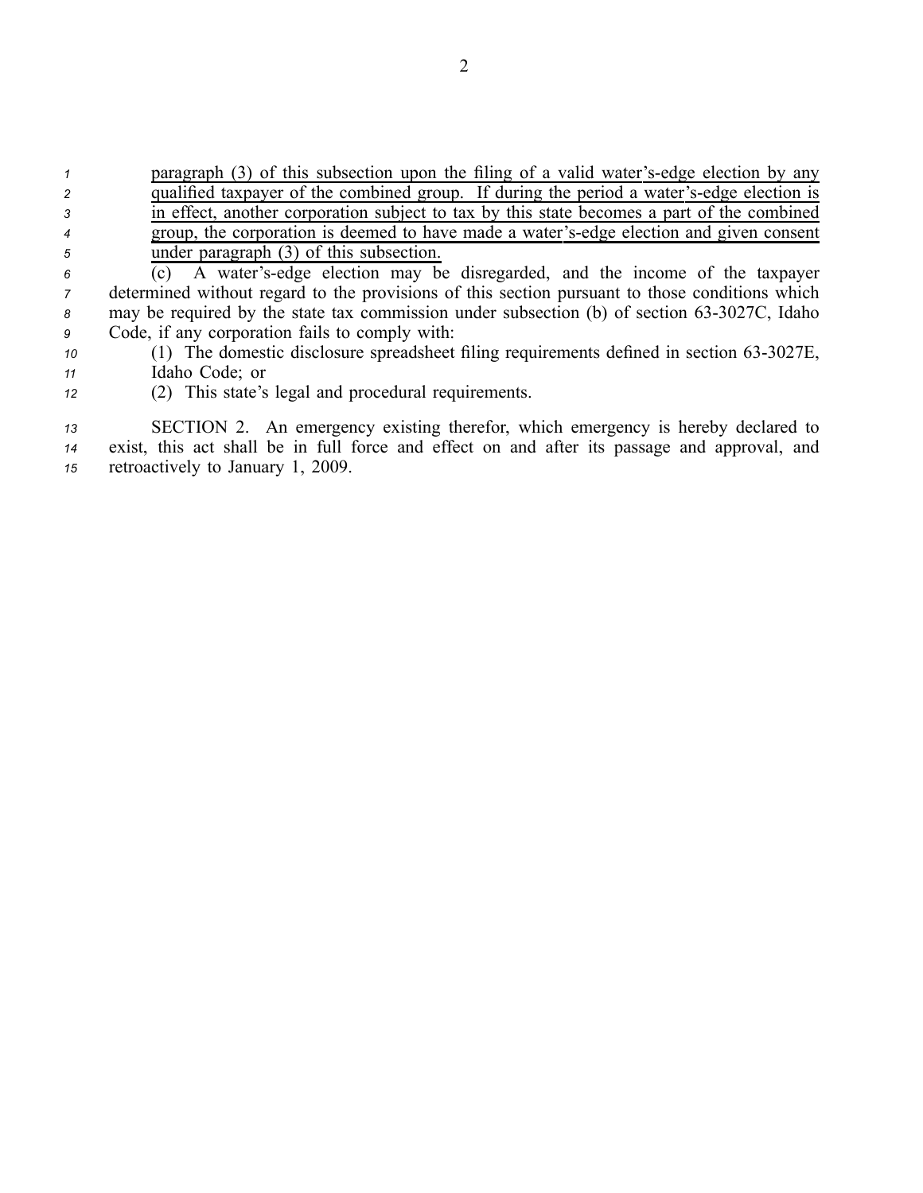paragraph (3) of this subsection upon the filing of a valid water's-edge election by any qualified taxpayer of the combined group. If during the period a water's-edge election is in effect, another corporation subject to tax by this state becomes a part of the combined group, the corporation is deemed to have made a water's-edge election and given consent under paragraph (3) of this subsection.

(c) A water's-edge election may be disregarded, and the income of the taxpayer determined without regard to the provisions of this section pursuant to those conditions which may be required by the state tax commission under subsection (b) of section 63-3027C, Idaho Code, if any corporation fails to comply with:

(1) The domestic disclosure spreadsheet filing requirements defined in section 63-3027E, Idaho Code; or

(2) This state's legal and procedural requirements.

SECTION 2. An emergency existing therefor, which emergency is hereby declared to exist, this act shall be in full force and effect on and after its passage and approval, and retroactively to January 1, 2009.